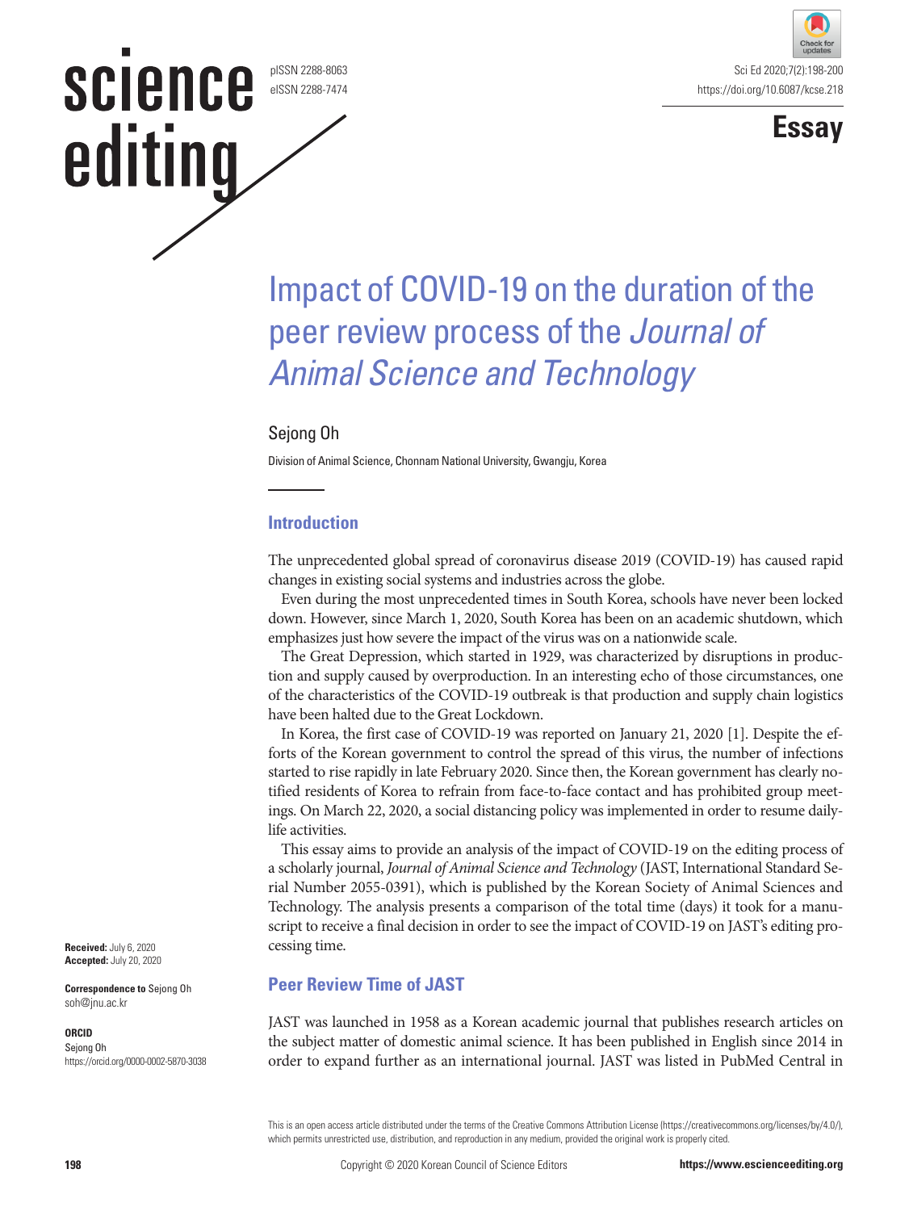# Impact of COVID-19 on the duration of the peer review process of the *Journal of Animal Science and Technology*

Sejong Oh

Division of Animal Science, Chonnam National University, Gwangju, Korea

**Received:** July 6, 2020
**Accepted:** July 20, 2020

**Correspondence to** Sejong Oh
soh@jnu.ac.kr

**ORCID**
Sejong Oh
https://orcid.org/0000-0002-5870-3038

## Introduction

The unprecedented global spread of coronavirus disease 2019 (COVID-19) has caused rapid changes in existing social systems and industries across the globe.

Even during the most unprecedented times in South Korea, schools have never been locked down. However, since March 1, 2020, South Korea has been on an academic shutdown, which emphasizes just how severe the impact of the virus was on a nationwide scale.

The Great Depression, which started in 1929, was characterized by disruptions in production and supply caused by overproduction. In an interesting echo of those circumstances, one of the characteristics of the COVID-19 outbreak is that production and supply chain logistics have been halted due to the Great Lockdown.

In Korea, the first case of COVID-19 was reported on January 21, 2020 [1]. Despite the efforts of the Korean government to control the spread of this virus, the number of infections started to rise rapidly in late February 2020. Since then, the Korean government has clearly notified residents of Korea to refrain from face-to-face contact and has prohibited group meetings. On March 22, 2020, a social distancing policy was implemented in order to resume daily-life activities.

This essay aims to provide an analysis of the impact of COVID-19 on the editing process of a scholarly journal, *Journal of Animal Science and Technology* (JAST, International Standard Serial Number 2055-0391), which is published by the Korean Society of Animal Sciences and Technology. The analysis presents a comparison of the total time (days) it took for a manuscript to receive a final decision in order to see the impact of COVID-19 on JAST's editing processing time.

## Peer Review Time of JAST

JAST was launched in 1958 as a Korean academic journal that publishes research articles on the subject matter of domestic animal science. It has been published in English since 2014 in order to expand further as an international journal. JAST was listed in PubMed Central in

This is an open access article distributed under the terms of the Creative Commons Attribution License (https://creativecommons.org/licenses/by/4.0/), which permits unrestricted use, distribution, and reproduction in any medium, provided the original work is properly cited.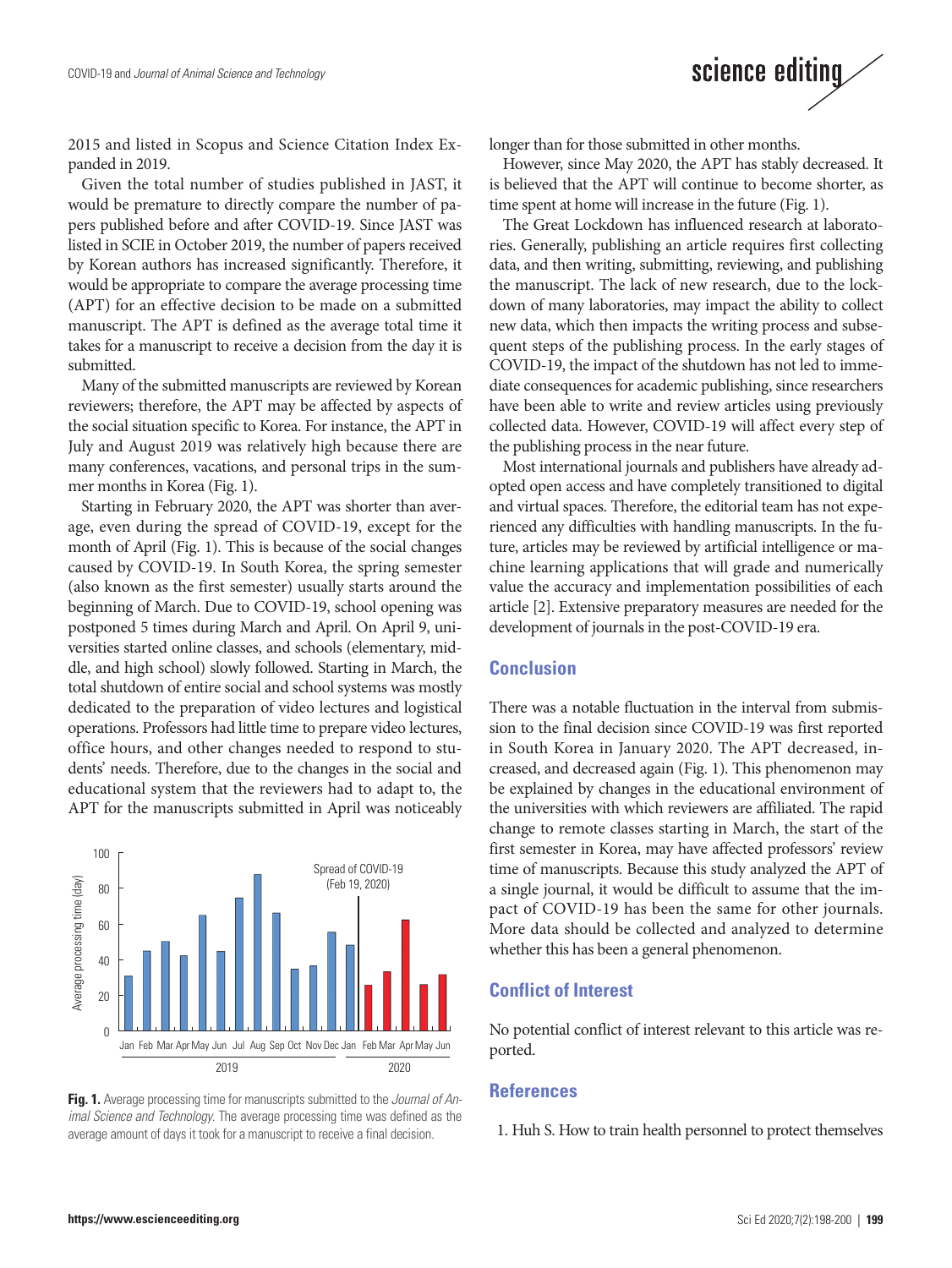2015 and listed in Scopus and Science Citation Index Expanded in 2019.

Given the total number of studies published in JAST, it would be premature to directly compare the number of papers published before and after COVID-19. Since JAST was listed in SCIE in October 2019, the number of papers received by Korean authors has increased significantly. Therefore, it would be appropriate to compare the average processing time (APT) for an effective decision to be made on a submitted manuscript. The APT is defined as the average total time it takes for a manuscript to receive a decision from the day it is submitted.

Many of the submitted manuscripts are reviewed by Korean reviewers; therefore, the APT may be affected by aspects of the social situation specific to Korea. For instance, the APT in July and August 2019 was relatively high because there are many conferences, vacations, and personal trips in the summer months in Korea (Fig. 1).

Starting in February 2020, the APT was shorter than average, even during the spread of COVID-19, except for the month of April (Fig. 1). This is because of the social changes caused by COVID-19. In South Korea, the spring semester (also known as the first semester) usually starts around the beginning of March. Due to COVID-19, school opening was postponed 5 times during March and April. On April 9, universities started online classes, and schools (elementary, middle, and high school) slowly followed. Starting in March, the total shutdown of entire social and school systems was mostly dedicated to the preparation of video lectures and logistical operations. Professors had little time to prepare video lectures, office hours, and other changes needed to respond to students' needs. Therefore, due to the changes in the social and educational system that the reviewers had to adapt to, the APT for the manuscripts submitted in April was noticeably longer than for those submitted in other months.

**Fig. 1.** Average processing time for manuscripts submitted to the *Journal of Animal Science and Technology*. The average processing time was defined as the average amount of days it took for a manuscript to receive a final decision.

However, since May 2020, the APT has stably decreased. It is believed that the APT will continue to become shorter, as time spent at home will increase in the future (Fig. 1).

The Great Lockdown has influenced research at laboratories. Generally, publishing an article requires first collecting data, and then writing, submitting, reviewing, and publishing the manuscript. The lack of new research, due to the lockdown of many laboratories, may impact the ability to collect new data, which then impacts the writing process and subsequent steps of the publishing process. In the early stages of COVID-19, the impact of the shutdown has not led to immediate consequences for academic publishing, since researchers have been able to write and review articles using previously collected data. However, COVID-19 will affect every step of the publishing process in the near future.

Most international journals and publishers have already adopted open access and have completely transitioned to digital and virtual spaces. Therefore, the editorial team has not experienced any difficulties with handling manuscripts. In the future, articles may be reviewed by artificial intelligence or machine learning applications that will grade and numerically value the accuracy and implementation possibilities of each article [2]. Extensive preparatory measures are needed for the development of journals in the post-COVID-19 era.

## Conclusion

There was a notable fluctuation in the interval from submission to the final decision since COVID-19 was first reported in South Korea in January 2020. The APT decreased, increased, and decreased again (Fig. 1). This phenomenon may be explained by changes in the educational environment of the universities with which reviewers are affiliated. The rapid change to remote classes starting in March, the start of the first semester in Korea, may have affected professors' review time of manuscripts. Because this study analyzed the APT of a single journal, it would be difficult to assume that the impact of COVID-19 has been the same for other journals. More data should be collected and analyzed to determine whether this has been a general phenomenon.

## Conflict of Interest

No potential conflict of interest relevant to this article was reported.

## References

1. Huh S. How to train health personnel to protect themselves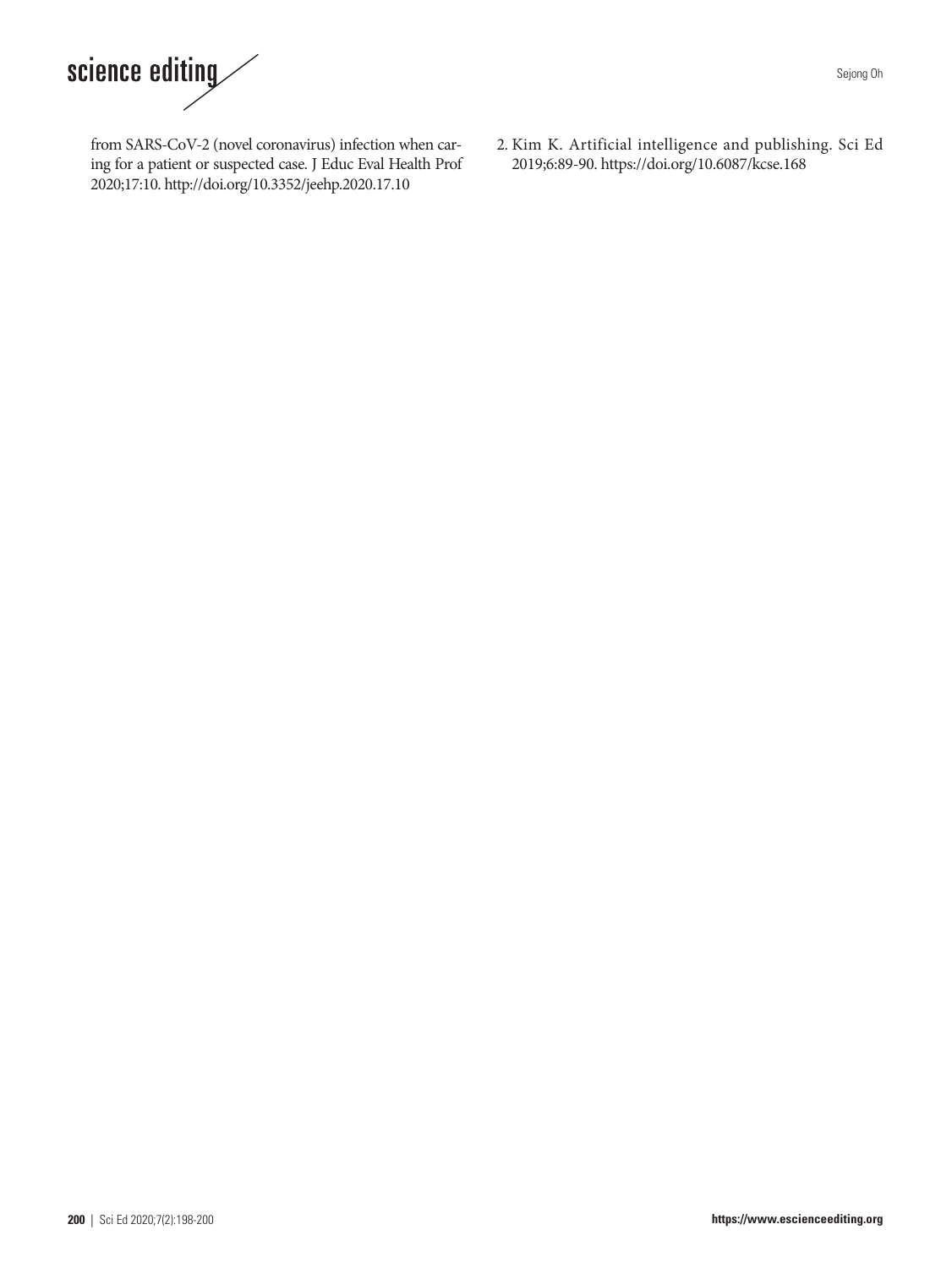from SARS-CoV-2 (novel coronavirus) infection when caring for a patient or suspected case. J Educ Eval Health Prof 2020;17:10. http://doi.org/10.3352/jeehp.2020.17.10

2. Kim K. Artificial intelligence and publishing. Sci Ed 2019;6:89-90. https://doi.org/10.6087/kcse.168